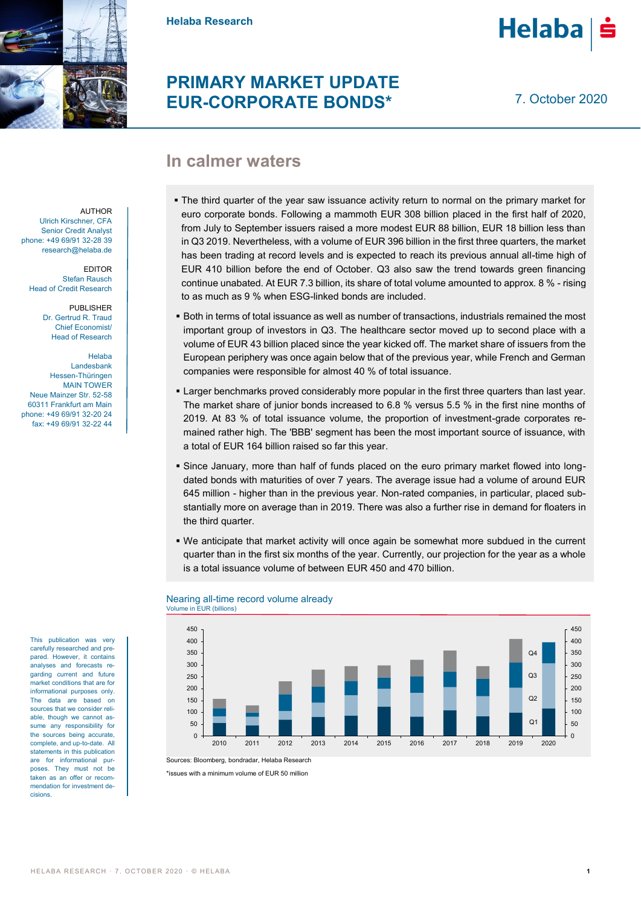Helaba Research

# PRIMARY MARKET UPDATE EUR-CORPORATE BONDS*

7. October 2020

AUTHOR
Ulrich Kirschner, CFA
Senior Credit Analyst
phone: +49 69/91 32-28 39
research@helaba.de

EDITOR
Stefan Rausch
Head of Credit Research

PUBLISHER
Dr. Gertrud R. Traud
Chief Economist/
Head of Research

Helaba
Landesbank
Hessen-Thüringen
MAIN TOWER
Neue Mainzer Str. 52-58
60311 Frankfurt am Main
phone: +49 69/91 32-20 24
fax: +49 69/91 32-22 44

## In calmer waters

- The third quarter of the year saw issuance activity return to normal on the primary market for euro corporate bonds. Following a mammoth EUR 308 billion placed in the first half of 2020, from July to September issuers raised a more modest EUR 88 billion, EUR 18 billion less than in Q3 2019. Nevertheless, with a volume of EUR 396 billion in the first three quarters, the market has been trading at record levels and is expected to reach its previous annual all-time high of EUR 410 billion before the end of October. Q3 also saw the trend towards green financing continue unabated. At EUR 7.3 billion, its share of total volume amounted to approx. 8 % - rising to as much as 9 % when ESG-linked bonds are included.
- Both in terms of total issuance as well as number of transactions, industrials remained the most important group of investors in Q3. The healthcare sector moved up to second place with a volume of EUR 43 billion placed since the year kicked off. The market share of issuers from the European periphery was once again below that of the previous year, while French and German companies were responsible for almost 40 % of total issuance.
- Larger benchmarks proved considerably more popular in the first three quarters than last year. The market share of junior bonds increased to 6.8 % versus 5.5 % in the first nine months of 2019. At 83 % of total issuance volume, the proportion of investment-grade corporates remained rather high. The 'BBB' segment has been the most important source of issuance, with a total of EUR 164 billion raised so far this year.
- Since January, more than half of funds placed on the euro primary market flowed into long-dated bonds with maturities of over 7 years. The average issue had a volume of around EUR 645 million - higher than in the previous year. Non-rated companies, in particular, placed substantially more on average than in 2019. There was also a further rise in demand for floaters in the third quarter.
- We anticipate that market activity will once again be somewhat more subdued in the current quarter than in the first six months of the year. Currently, our projection for the year as a whole is a total issuance volume of between EUR 450 and 470 billion.

**Nearing all-time record volume already**
Volume in EUR (billions)

Stacked bar chart by quarter (Q1–Q4), 2010–2020; axis 0–450.

Sources: Bloomberg, bondradar, Helaba Research

*issues with a minimum volume of EUR 50 million

This publication was very carefully researched and prepared. However, it contains analyses and forecasts regarding current and future market conditions that are for informational purposes only. The data are based on sources that we consider reliable, though we cannot assume any responsibility for the sources being accurate, complete, and up-to-date. All statements in this publication are for informational purposes. They must not be taken as an offer or recommendation for investment decisions.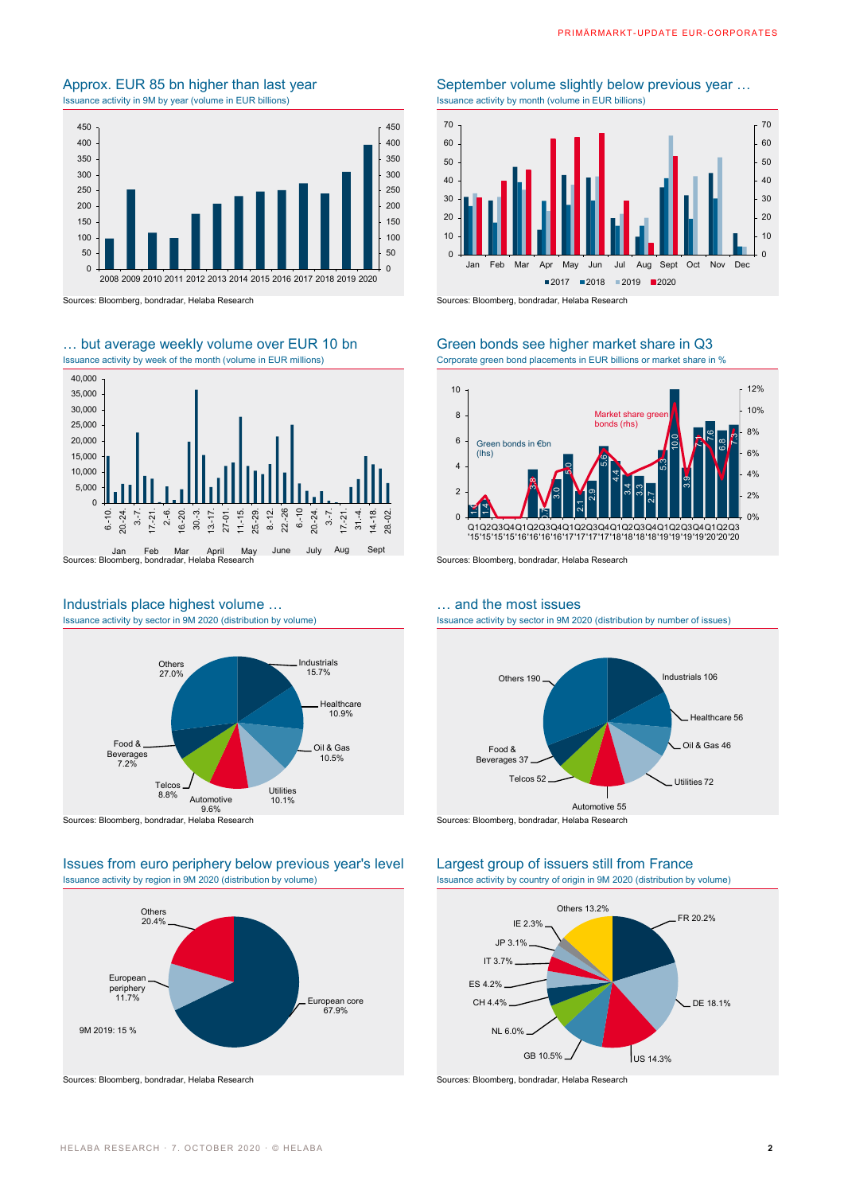## Approx. EUR 85 bn higher than last year

Issuance activity in 9M by year (volume in EUR billions)

Sources: Bloomberg, bondradar, Helaba Research

## September volume slightly below previous year …

Issuance activity by month (volume in EUR billions)

Sources: Bloomberg, bondradar, Helaba Research

## … but average weekly volume over EUR 10 bn

Issuance activity by week of the month (volume in EUR millions)

Sources: Bloomberg, bondradar, Helaba Research

## Green bonds see higher market share in Q3

Corporate green bond placements in EUR billions or market share in %

Sources: Bloomberg, bondradar, Helaba Research

## Industrials place highest volume …

Issuance activity by sector in 9M 2020 (distribution by volume)

| Sector | Share |
|---|---|
| Industrials | 15.7% |
| Healthcare | 10.9% |
| Oil & Gas | 10.5% |
| Utilities | 10.1% |
| Automotive | 9.6% |
| Telcos | 8.8% |
| Food & Beverages | 7.2% |
| Others | 27.0% |

Sources: Bloomberg, bondradar, Helaba Research

## … and the most issues

Issuance activity by sector in 9M 2020 (distribution by number of issues)

| Sector | Issues |
|---|---|
| Industrials | 106 |
| Healthcare | 56 |
| Oil & Gas | 46 |
| Utilities | 72 |
| Automotive | 55 |
| Telcos | 52 |
| Food & Beverages | 37 |
| Others | 190 |

Sources: Bloomberg, bondradar, Helaba Research

## Issues from euro periphery below previous year's level

Issuance activity by region in 9M 2020 (distribution by volume)

| Region | Share |
|---|---|
| European core | 67.9% |
| European periphery | 11.7% |
| Others | 20.4% |

9M 2019: 15 %

Sources: Bloomberg, bondradar, Helaba Research

## Largest group of issuers still from France

Issuance activity by country of origin in 9M 2020 (distribution by volume)

| Country | Share |
|---|---|
| FR | 20.2% |
| DE | 18.1% |
| US | 14.3% |
| GB | 10.5% |
| NL | 6.0% |
| CH | 4.4% |
| ES | 4.2% |
| IT | 3.7% |
| JP | 3.1% |
| IE | 2.3% |
| Others | 13.2% |

Sources: Bloomberg, bondradar, Helaba Research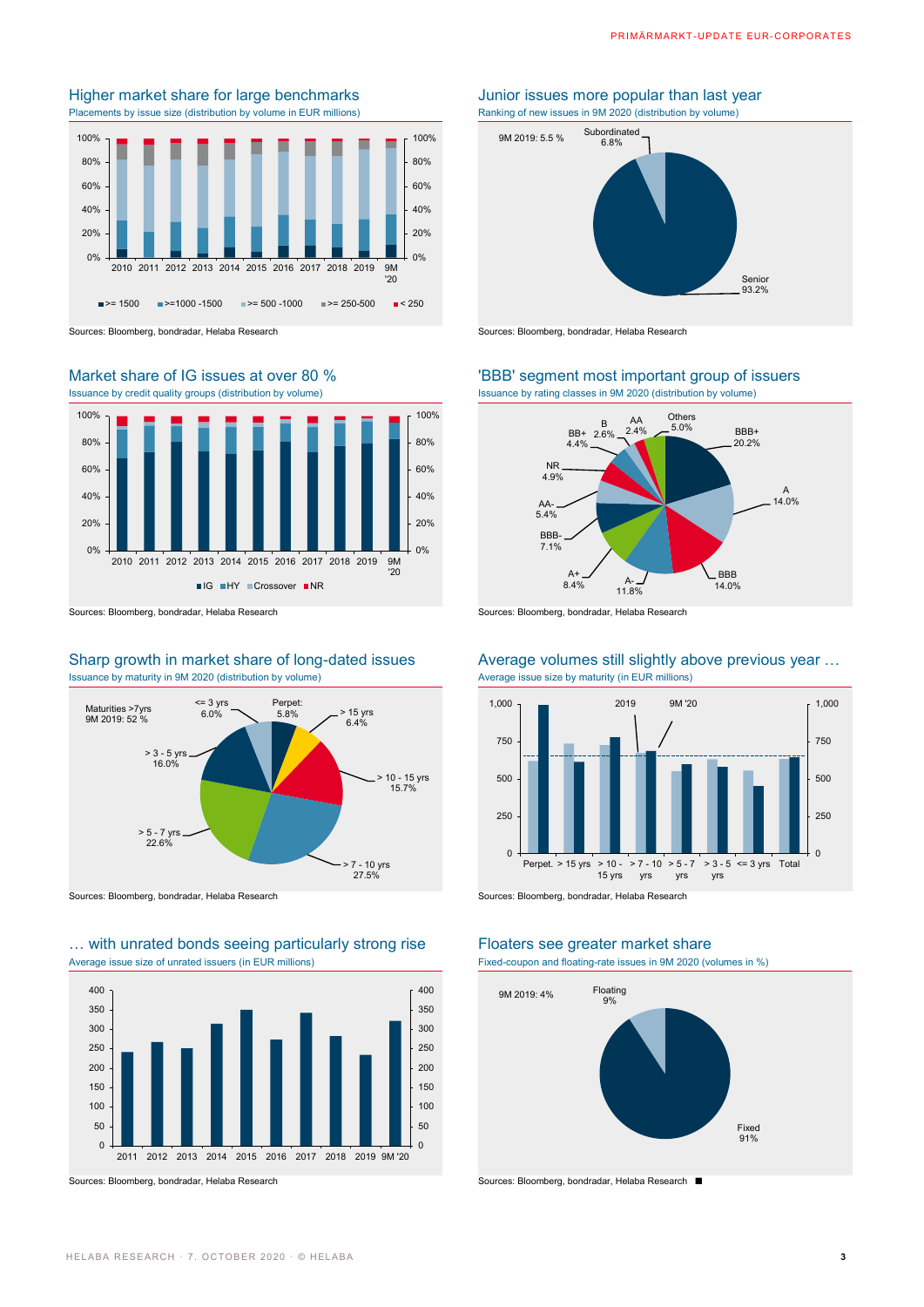## Higher market share for large benchmarks

Placements by issue size (distribution by volume in EUR millions)

100% 80% 60% 40% 20% 0%

2010 2011 2012 2013 2014 2015 2016 2017 2018 2019 9M '20

>= 1500 >=1000 -1500 >= 500 -1000 >= 250-500 < 250

Sources: Bloomberg, bondradar, Helaba Research

## Junior issues more popular than last year

Ranking of new issues in 9M 2020 (distribution by volume)

9M 2019: 5.5 %

Subordinated 6.8%

Senior 93.2%

Sources: Bloomberg, bondradar, Helaba Research

## Market share of IG issues at over 80 %

Issuance by credit quality groups (distribution by volume)

100% 80% 60% 40% 20% 0%

2010 2011 2012 2013 2014 2015 2016 2017 2018 2019 9M '20

IG HY Crossover NR

Sources: Bloomberg, bondradar, Helaba Research

## 'BBB' segment most important group of issuers

Issuance by rating classes in 9M 2020 (distribution by volume)

BBB+ 20.2%

A 14.0%

BBB 14.0%

A- 11.8%

A+ 8.4%

BBB- 7.1%

AA- 5.4%

NR 4.9%

BB+ 4.4%

B 2.6%

AA 2.4%

Others 5.0%

Sources: Bloomberg, bondradar, Helaba Research

## Sharp growth in market share of long-dated issues

Issuance by maturity in 9M 2020 (distribution by volume)

Maturities >7yrs 9M 2019: 52 %

<= 3 yrs 6.0%

Perpet: 5.8%

> 15 yrs 6.4%

> 10 - 15 yrs 15.7%

> 7 - 10 yrs 27.5%

> 5 - 7 yrs 22.6%

> 3 - 5 yrs 16.0%

Sources: Bloomberg, bondradar, Helaba Research

## Average volumes still slightly above previous year …

Average issue size by maturity (in EUR millions)

1,000 750 500 250 0

2019 9M '20

Perpet. > 15 yrs > 10 - 15 yrs > 7 - 10 yrs > 5 - 7 yrs > 3 - 5 yrs <= 3 yrs Total

Sources: Bloomberg, bondradar, Helaba Research

## … with unrated bonds seeing particularly strong rise

Average issue size of unrated issuers (in EUR millions)

400 350 300 250 200 150 100 50 0

2011 2012 2013 2014 2015 2016 2017 2018 2019 9M '20

Sources: Bloomberg, bondradar, Helaba Research

## Floaters see greater market share

Fixed-coupon and floating-rate issues in 9M 2020 (volumes in %)

9M 2019: 4%

Floating 9%

Fixed 91%

Sources: Bloomberg, bondradar, Helaba Research